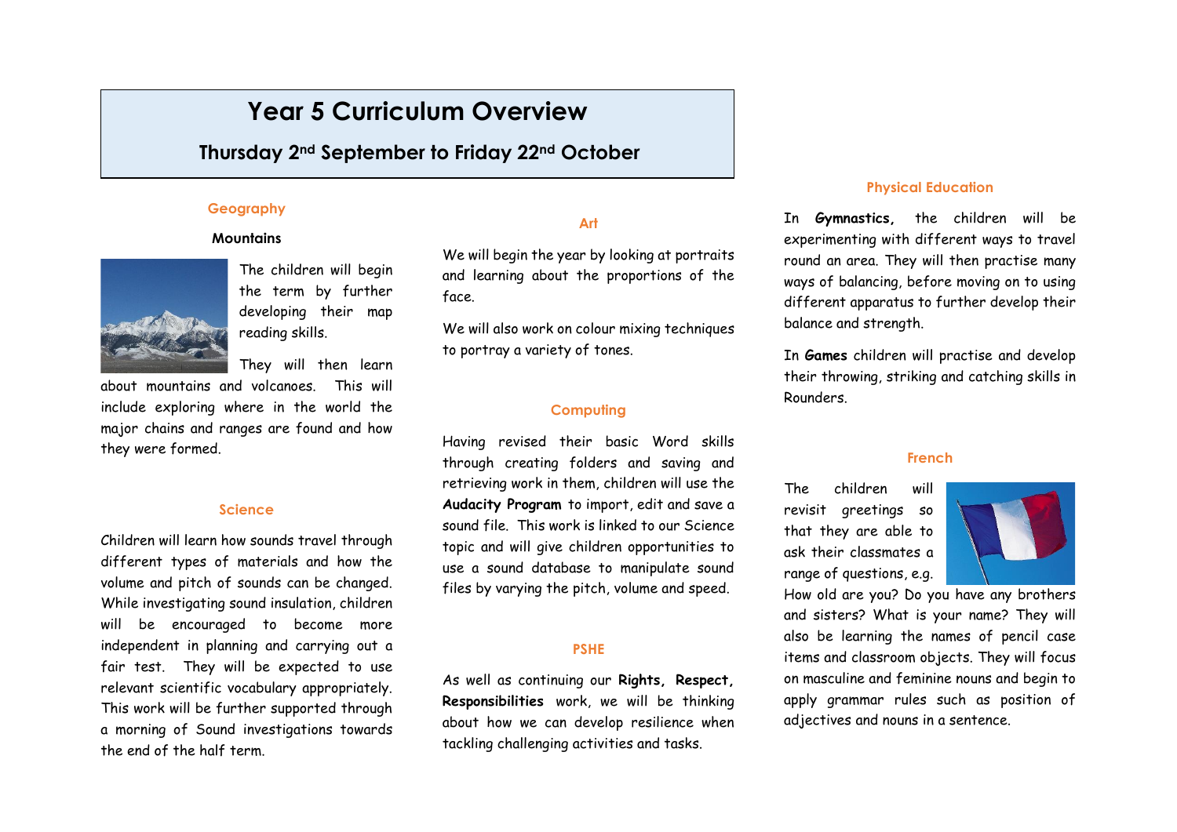# Year 5 Curriculum Overview

## Thursday 2nd September to Friday 22nd October

### Geography

**Mountains**

The children will begin the term by further developing their map reading skills.

They will then learn about mountains and volcanoes. This will include exploring where in the world the major chains and ranges are found and how they were formed.

### Science

Children will learn how sounds travel through different types of materials and how the volume and pitch of sounds can be changed. While investigating sound insulation, children will be encouraged to become more independent in planning and carrying out a fair test. They will be expected to use relevant scientific vocabulary appropriately. This work will be further supported through a morning of Sound investigations towards the end of the half term.

### Art

We will begin the year by looking at portraits and learning about the proportions of the face.

We will also work on colour mixing techniques to portray a variety of tones.

### Computing

Having revised their basic Word skills through creating folders and saving and retrieving work in them, children will use the **Audacity Program** to import, edit and save a sound file. This work is linked to our Science topic and will give children opportunities to use a sound database to manipulate sound files by varying the pitch, volume and speed.

### PSHE

As well as continuing our **Rights, Respect, Responsibilities** work, we will be thinking about how we can develop resilience when tackling challenging activities and tasks.

### Physical Education

In **Gymnastics,** the children will be experimenting with different ways to travel round an area. They will then practise many ways of balancing, before moving on to using different apparatus to further develop their balance and strength.

In **Games** children will practise and develop their throwing, striking and catching skills in Rounders.

### French

The children will revisit greetings so that they are able to ask their classmates a range of questions, e.g. How old are you? Do you have any brothers and sisters? What is your name? They will also be learning the names of pencil case items and classroom objects. They will focus on masculine and feminine nouns and begin to apply grammar rules such as position of adjectives and nouns in a sentence.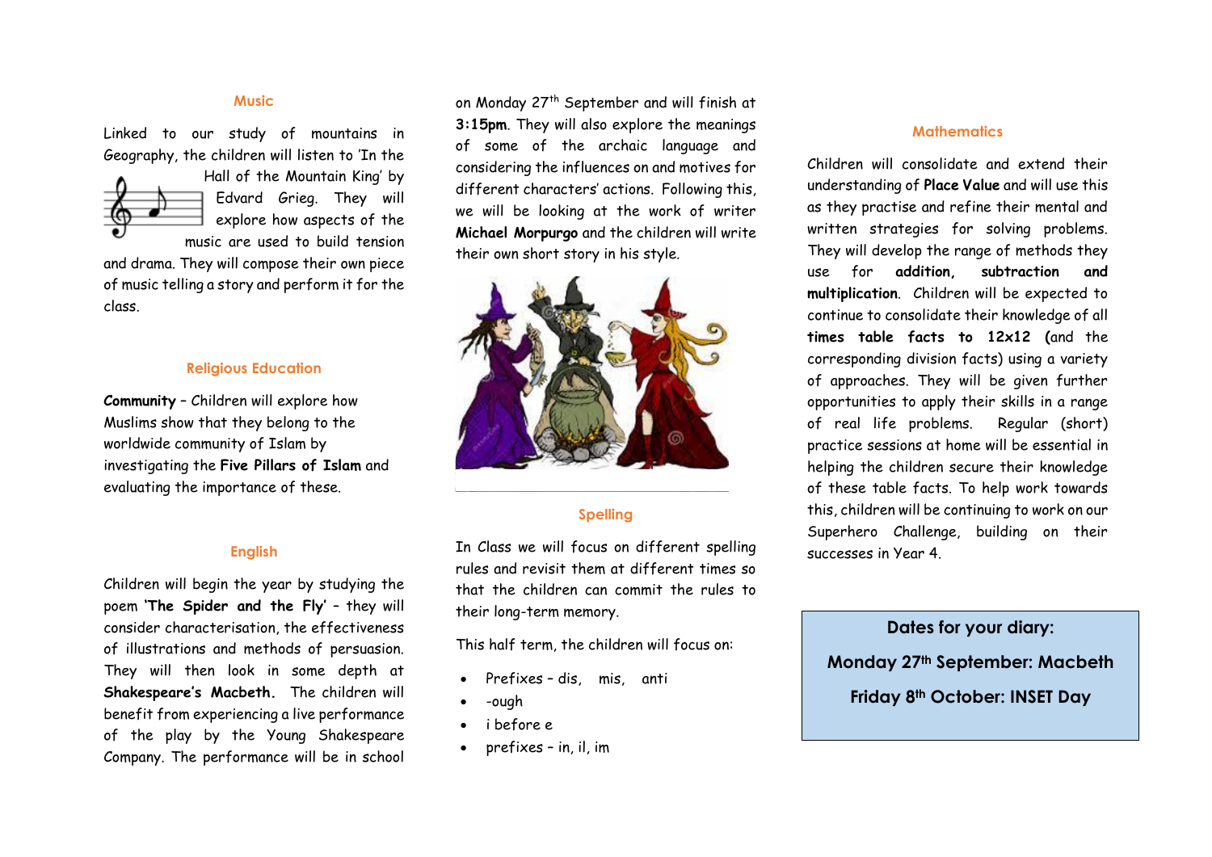### Music

Linked to our study of mountains in Geography, the children will listen to 'In the Hall of the Mountain King' by Edvard Grieg. They will explore how aspects of the music are used to build tension and drama. They will compose their own piece of music telling a story and perform it for the class.

### Religious Education

**Community** – Children will explore how Muslims show that they belong to the worldwide community of Islam by investigating the **Five Pillars of Islam** and evaluating the importance of these.

### English

Children will begin the year by studying the poem **'The Spider and the Fly'** – they will consider characterisation, the effectiveness of illustrations and methods of persuasion. They will then look in some depth at **Shakespeare's Macbeth.** The children will benefit from experiencing a live performance of the play by the Young Shakespeare Company. The performance will be in school on Monday 27th September and will finish at **3:15pm**. They will also explore the meanings of some of the archaic language and considering the influences on and motives for different characters' actions. Following this, we will be looking at the work of writer **Michael Morpurgo** and the children will write their own short story in his style.

### Spelling

In Class we will focus on different spelling rules and revisit them at different times so that the children can commit the rules to their long-term memory.

This half term, the children will focus on:

- Prefixes – dis, mis, anti
- -ough
- i before e
- prefixes – in, il, im

### Mathematics

Children will consolidate and extend their understanding of **Place Value** and will use this as they practise and refine their mental and written strategies for solving problems. They will develop the range of methods they use for **addition, subtraction and multiplication**. Children will be expected to continue to consolidate their knowledge of all **times table facts to 12x12** (and the corresponding division facts) using a variety of approaches. They will be given further opportunities to apply their skills in a range of real life problems. Regular (short) practice sessions at home will be essential in helping the children secure their knowledge of these table facts. To help work towards this, children will be continuing to work on our Superhero Challenge, building on their successes in Year 4.

**Dates for your diary:**

**Monday 27th September: Macbeth**

**Friday 8th October: INSET Day**